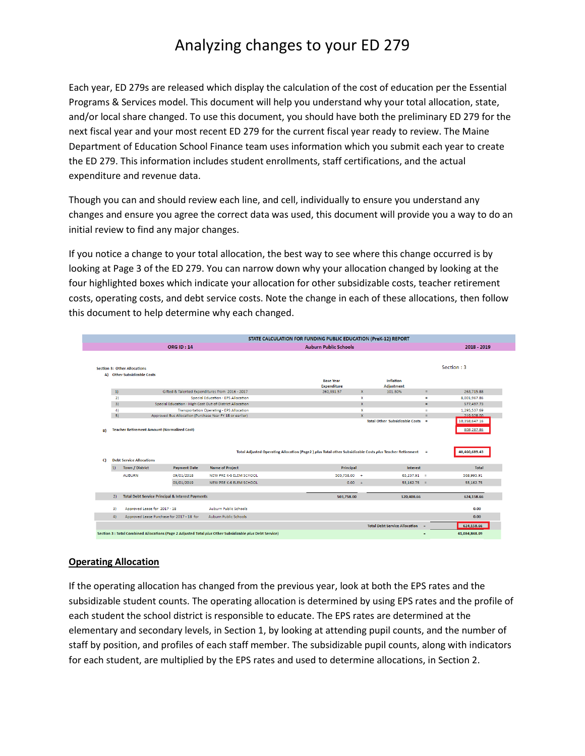# Analyzing changes to your ED 279

Each year, ED 279s are released which display the calculation of the cost of education per the Essential Programs & Services model. This document will help you understand why your total allocation, state, and/or local share changed. To use this document, you should have both the preliminary ED 279 for the next fiscal year and your most recent ED 279 for the current fiscal year ready to review. The Maine Department of Education School Finance team uses information which you submit each year to create the ED 279. This information includes student enrollments, staff certifications, and the actual expenditure and revenue data.

Though you can and should review each line, and cell, individually to ensure you understand any changes and ensure you agree the correct data was used, this document will provide you a way to do an initial review to find any major changes.

If you notice a change to your total allocation, the best way to see where this change occurred is by looking at Page 3 of the ED 279. You can narrow down why your allocation changed by looking at the four highlighted boxes which indicate your allocation for other subsidizable costs, teacher retirement costs, operating costs, and debt service costs. Note the change in each of these allocations, then follow this document to help determine why each changed.

**STATE CALCULATION FOR FUNDING PUBLIC EDUCATION (PreK-12) REPORT**

| ORG ID : 14 | Auburn Public Schools | 2018 - 2019 |
|---|---|---|

Section : 3

**Section 3: Other Allocations**

**A) Other Subsidizable Costs**

| | | Base Year Expenditure | | Inflation Adjustment | | |
|---|---|---|---|---|---|---|
| 1) | Gifted & Talented Expenditures from 2016 - 2017 | 260,331.57 | x | 101.30% | = | 263,715.88 |
| 2) | Special Education - EPS Allocation | | x | | = | 8,001,967.86 |
| 3) | Special Education - High-Cost Out-of-District Allocation | | x | | = | 577,497.73 |
| 4) | Transportation Operating - EPS Allocation | | x | | = | 1,295,537.69 |
| 5) | Approved Bus Allocation (Purchase Year FY 18 or earlier) | | x | | = | 219,928.00 |
| | | | | Total Other Subsidizable Costs | = | 10,358,647.16 |

**B) Teacher Retirement Amount (Normalized Cost)** 808,287.86

Total Adjusted Operating Allocation (Page2) *plus* Total other Subsidizable Costs *plus* Teacher Retirement = 40,460,689.43

**C) Debt Service Allocations**

| | Town / District | Payment Date | Name of Project | Principal | | Interest | | Total |
|---|---|---|---|---|---|---|---|---|
| 1) | AUBURN | 09/01/2018 | NEW PRE K-6 ELEM SCHOOL | 503,758.00 | + | 65,237.91 | = | 568,995.91 |
| | | 03/01/2019 | NEW PRE K-6 ELEM SCHOOL | 0.00 | + | 55,162.75 | = | 55,162.75 |
| 2) | Total Debt Service Principal & Interest Payments | | | 503,758.00 | | 120,400.66 | | 624,158.66 |
| 3) | Approved Lease for 2017 - 18 | | Auburn Public Schools | | | | | 0.00 |
| 4) | Approved Lease Purchase for 2017 - 18 for | | Auburn Public Schools | | | | | 0.00 |
| | | | | | | Total Debt Service Allocation | = | 624,158.66 |

Section 3 : Total Combined Allocations (Page 2 Adjusted Total *plus* Other Subsidizable *plus* Debt Service) = 41,084,848.09

## Operating Allocation

If the operating allocation has changed from the previous year, look at both the EPS rates and the subsidizable student counts. The operating allocation is determined by using EPS rates and the profile of each student the school district is responsible to educate. The EPS rates are determined at the elementary and secondary levels, in Section 1, by looking at attending pupil counts, and the number of staff by position, and profiles of each staff member. The subsidizable pupil counts, along with indicators for each student, are multiplied by the EPS rates and used to determine allocations, in Section 2.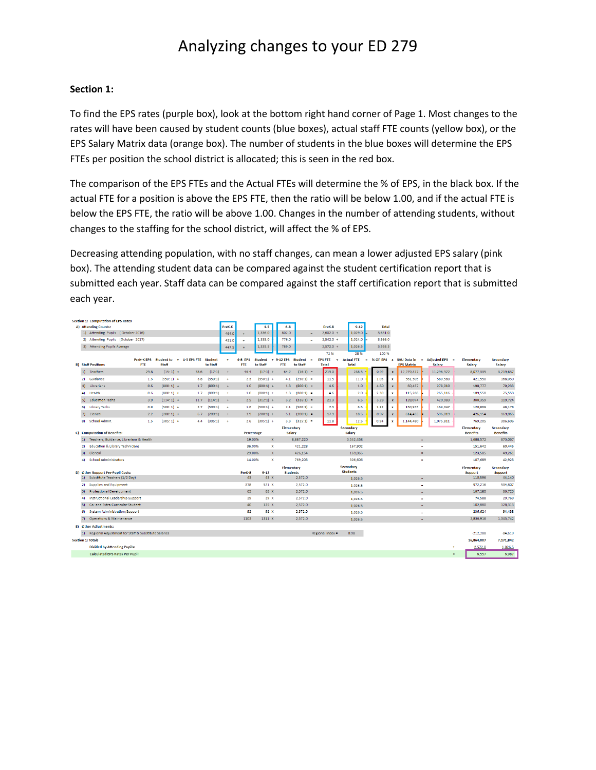# Analyzing changes to your ED 279

**Section 1:**

To find the EPS rates (purple box), look at the bottom right hand corner of Page 1. Most changes to the rates will have been caused by student counts (blue boxes), actual staff FTE counts (yellow box), or the EPS Salary Matrix data (orange box). The number of students in the blue boxes will determine the EPS FTEs per position the school district is allocated; this is seen in the red box.

The comparison of the EPS FTEs and the Actual FTEs will determine the % of EPS, in the black box. If the actual FTE for a position is above the EPS FTE, then the ratio will be below 1.00, and if the actual FTE is below the EPS FTE, the ratio will be above 1.00. Changes in the number of attending students, without changes to the staffing for the school district, will affect the % of EPS.

Decreasing attending population, with no staff changes, can mean a lower adjusted EPS salary (pink box). The attending student data can be compared against the student certification report that is submitted each year. Staff data can be compared against the staff certification report that is submitted each year.

**Section 1: Computation of EPS Rates**

**A) Attending Counts:**

| | PreK-K | | 1-5 | 6-8 | | PreK-8 | 9-12 | Total |
|---|---|---|---|---|---|---|---|---|
| 1) Attending Pupils (October 2016) | 464.0 | + | 1,336.0 | 802.0 | = | 2,602.0 + | 1,029.0 = | 3,631.0 |
| 2) Attending Pupils (October 2017) | 431.0 | + | 1,335.0 | 776.0 | = | 2,542.0 + | 1,024.0 = | 3,566.0 |
| 3) Attending Pupils Average | 447.5 | + | 1,335.5 | 789.0 | = | 2,572.0 + | 1,026.5 = | 3,598.5 |
| | | | | | | 72 % | 28 % | 100 % |

**B) Staff Positions**

| | PreK-K EPS FTE | Student to Staff | 1-5 EPS FTE | Student to Staff | 6-8 EPS FTE | Student to Staff | 9-12 EPS FTE | Student to Staff | EPS FTE Total | Actual FTE Total | % Of EPS | SAU Data in EPS Matrix | Adjusted EPS Salary | Elementary Salary | Secondary Salary |
|---|---|---|---|---|---|---|---|---|---|---|---|---|---|---|---|
| 1) Teachers | 29.8 | (15:1) | 78.6 | (17:1) | 46.4 | (17:1) | 64.2 | (16:1) | 219.0 | 238.5 | 0.92 | 12,279,317 | 11,296,972 | 8,077,555 | 3,219,637 |
| 2) Guidance | 1.5 | (350:1) | 3.8 | (350:1) | 2.3 | (350:1) | 4.1 | (250:1) | 11.5 | 11.0 | 1.05 | 561,505 | 589,580 | 421,550 | 168,030 |
| 3) Librarians | 0.6 | (800:1) | 1.7 | (800:1) | 1.0 | (800:1) | 1.3 | (800:1) | 4.6 | 1.0 | 4.60 | 60,437 | 278,010 | 198,777 | 79,233 |
| 4) Health | 0.6 | (800:1) | 1.7 | (800:1) | 1.0 | (800:1) | 1.3 | (800:1) | 4.6 | 2.0 | 2.30 | 115,268 | 265,116 | 189,558 | 75,558 |
| 5) Education Techs | 3.9 | (114:1) | 11.7 | (114:1) | 2.5 | (312:1) | 3.2 | (316:1) | 21.3 | 6.5 | 3.28 | 128,074 | 420,083 | 300,359 | 119,724 |
| 6) Library Techs | 0.9 | (500:1) | 2.7 | (500:1) | 1.6 | (500:1) | 2.1 | (500:1) | 7.3 | 6.5 | 1.12 | 150,935 | 169,047 | 120,869 | 48,178 |
| 7) Clerical | 2.2 | (200:1) | 6.7 | (200:1) | 3.9 | (200:1) | 5.1 | (200:1) | 17.9 | 18.5 | 0.97 | 614,433 | 596,019 | 426,154 | 169,865 |
| 8) School Admin | 1.5 | (305:1) | 4.4 | (305:1) | 2.6 | (305:1) | 3.3 | (315:1) | 11.8 | 12.5 | 0.94 | 1,144,480 | 1,075,811 | 769,205 | 306,606 |

**C) Computation of Benefits:**

| | Percentage | | Elementary Salary | Secondary Salary | | Elementary Benefits | Secondary Benefits |
|---|---|---|---|---|---|---|---|
| 1) Teachers, Guidance, Librarians & Health | 19.00% | X | 8,887,220 | 3,542,458 | = | 1,688,572 | 673,067 |
| 2) Education & Library Technicians | 36.00% | X | 421,228 | 167,902 | = | 151,642 | 60,445 |
| 3) Clerical | 29.00% | X | 426,154 | 169,865 | = | 123,585 | 49,261 |
| 4) School Administrators | 14.00% | X | 769,205 | 306,606 | = | 107,689 | 42,925 |

**D) Other Support Per-Pupil Costs:**

| | PreK-8 | 9-12 | | Elementary Students | Secondary Students | | Elementary Support | Secondary Support |
|---|---|---|---|---|---|---|---|---|
| 1) Substitute Teachers (1/2 Day) | 43 | 43 | X | 2,572.0 | 1,026.5 | = | 110,596 | 44,140 |
| 2) Supplies and Equipment | 378 | 521 | X | 2,572.0 | 1,026.5 | = | 972,216 | 534,807 |
| 3) Professional Development | 65 | 65 | X | 2,572.0 | 1,026.5 | = | 167,180 | 66,723 |
| 4) Instructional Leadership Support | 29 | 29 | X | 2,572.0 | 1,026.5 | = | 74,588 | 29,769 |
| 5) Co- and Extra-Curricular Student | 40 | 125 | X | 2,572.0 | 1,026.5 | = | 102,880 | 128,313 |
| 6) System Administration/Support | 92 | 92 | X | 2,572.0 | 1,026.5 | = | 236,624 | 94,438 |
| 7) Operations & Maintenance | 1103 | 1511 | X | 2,572.0 | 1,026.5 | = | 2,836,916 | 1,545,742 |

**E) Other Adjustments:**

| | | Elementary | Secondary |
|---|---|---|---|
| 1) Regional Adjustment for Staff & Substitute Salaries | Regional Index = 0.98 | -212,288 | -84,619 |
| **Section 1: Totals** | | 16,864,007 | 7,171,842 |
| Divided by Attending Pupils: | ÷ | 2,572.0 | 1,026.5 |
| Calculated EPS Rates Per Pupil: | = | 6,557 | 6,987 |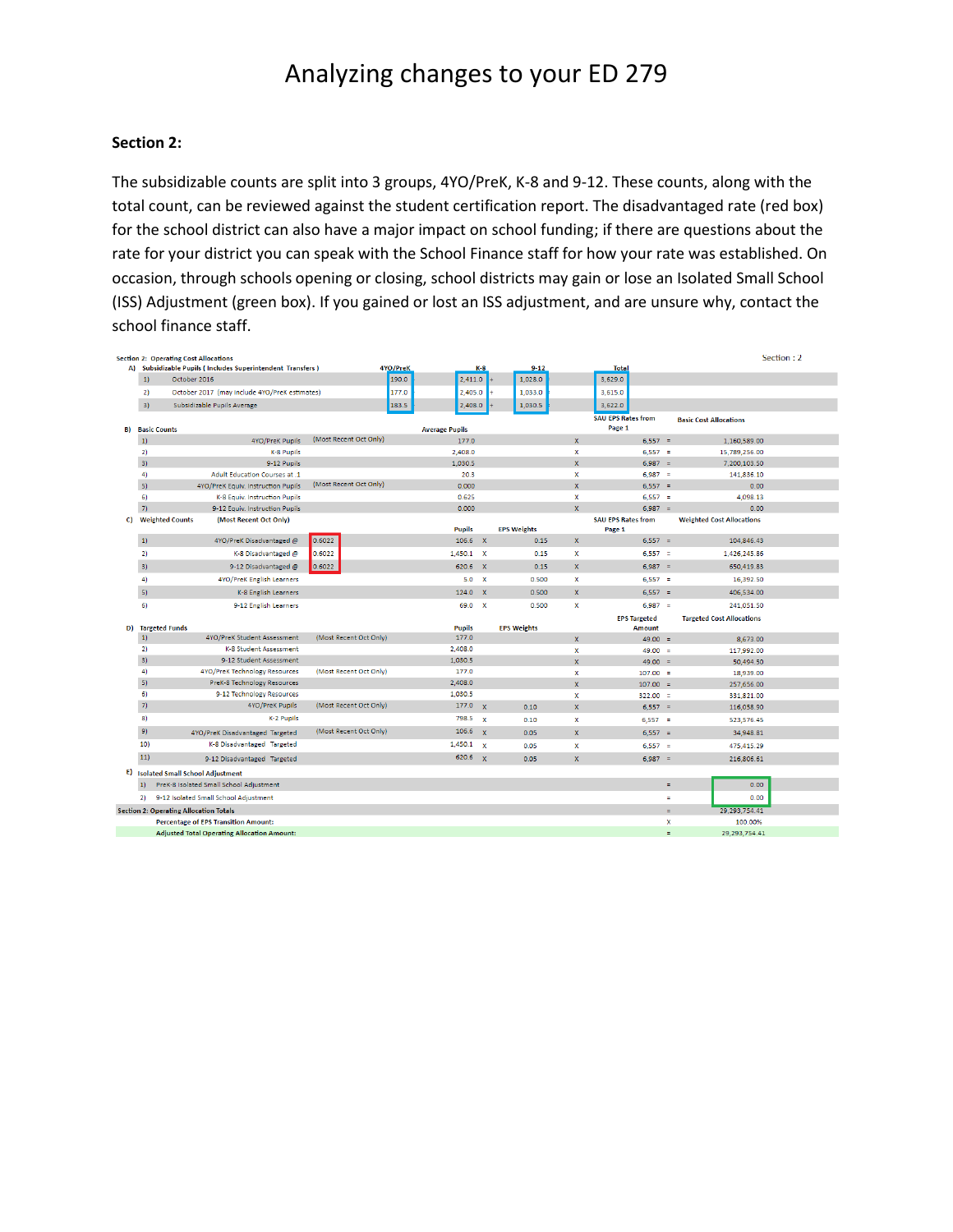# Analyzing changes to your ED 279

## Section 2:

The subsidizable counts are split into 3 groups, 4YO/PreK, K-8 and 9-12. These counts, along with the total count, can be reviewed against the student certification report. The disadvantaged rate (red box) for the school district can also have a major impact on school funding; if there are questions about the rate for your district you can speak with the School Finance staff for how your rate was established. On occasion, through schools opening or closing, school districts may gain or lose an Isolated Small School (ISS) Adjustment (green box). If you gained or lost an ISS adjustment, and are unsure why, contact the school finance staff.

Section : 2

**Section 2: Operating Cost Allocations**

| A) Subsidizable Pupils ( Includes Superintendent Transfers ) | 4YO/PreK | K-8 | | 9-12 | | Total |
|---|---|---|---|---|---|---|
| 1) October 2016 | 190.0 | 2,411.0 | + | 1,028.0 | | 3,629.0 |
| 2) October 2017 (may include 4YO/PreK estimates) | 177.0 | 2,405.0 | + | 1,033.0 | | 3,615.0 |
| 3) Subsidizable Pupils Average | 183.5 | 2,408.0 | + | 1,030.5 | | 3,622.0 |

| B) Basic Counts | | Average Pupils | | SAU EPS Rates from Page 1 | | Basic Cost Allocations |
|---|---|---|---|---|---|---|
| 1) 4YO/PreK Pupils | (Most Recent Oct Only) | 177.0 | x | 6,557 | = | 1,160,589.00 |
| 2) K-8 Pupils | | 2,408.0 | x | 6,557 | = | 15,789,256.00 |
| 3) 9-12 Pupils | | 1,030.5 | x | 6,987 | = | 7,200,103.50 |
| 4) Adult Education Courses at .1 | | 20.3 | x | 6,987 | = | 141,836.10 |
| 5) 4YO/PreK Equiv. Instruction Pupils | (Most Recent Oct Only) | 0.000 | x | 6,557 | = | 0.00 |
| 6) K-8 Equiv. Instruction Pupils | | 0.625 | x | 6,557 | = | 4,098.13 |
| 7) 9-12 Equiv. Instruction Pupils | | 0.000 | x | 6,987 | = | 0.00 |

| C) Weighted Counts (Most Recent Oct Only) | | Pupils | | EPS Weights | | SAU EPS Rates from Page 1 | | Weighted Cost Allocations |
|---|---|---|---|---|---|---|---|---|
| 1) 4YO/PreK Disadvantaged @ | 0.6022 | 106.6 | X | 0.15 | x | 6,557 | = | 104,846.43 |
| 2) K-8 Disadvantaged @ | 0.6022 | 1,450.1 | X | 0.15 | x | 6,557 | = | 1,426,245.86 |
| 3) 9-12 Disadvantaged @ | 0.6022 | 620.6 | X | 0.15 | x | 6,987 | = | 650,419.83 |
| 4) 4YO/PreK English Learners | | 5.0 | X | 0.500 | x | 6,557 | = | 16,392.50 |
| 5) K-8 English Learners | | 124.0 | X | 0.500 | x | 6,557 | = | 406,534.00 |
| 6) 9-12 English Learners | | 69.0 | X | 0.500 | x | 6,987 | = | 241,051.50 |

| D) Targeted Funds | | Pupils | | EPS Weights | | EPS Targeted Amount | | Targeted Cost Allocations |
|---|---|---|---|---|---|---|---|---|
| 1) 4YO/PreK Student Assessment | (Most Recent Oct Only) | 177.0 | | | x | 49.00 | = | 8,673.00 |
| 2) K-8 Student Assessment | | 2,408.0 | | | x | 49.00 | = | 117,992.00 |
| 3) 9-12 Student Assessment | | 1,030.5 | | | x | 49.00 | = | 50,494.50 |
| 4) 4YO/PreK Technology Resources | (Most Recent Oct Only) | 177.0 | | | x | 107.00 | = | 18,939.00 |
| 5) PreK-8 Technology Resources | | 2,408.0 | | | x | 107.00 | = | 257,656.00 |
| 6) 9-12 Technology Resources | | 1,030.5 | | | x | 322.00 | = | 331,821.00 |
| 7) 4YO/PreK Pupils | (Most Recent Oct Only) | 177.0 | x | 0.10 | x | 6,557 | = | 116,058.90 |
| 8) K-2 Pupils | | 798.5 | x | 0.10 | x | 6,557 | = | 523,576.45 |
| 9) 4YO/PreK Disadvantaged Targeted | (Most Recent Oct Only) | 106.6 | x | 0.05 | x | 6,557 | = | 34,948.81 |
| 10) K-8 Disadvantaged Targeted | | 1,450.1 | x | 0.05 | x | 6,557 | = | 475,415.29 |
| 11) 9-12 Disadvantaged Targeted | | 620.6 | x | 0.05 | x | 6,987 | = | 216,806.61 |

| E) Isolated Small School Adjustment | | |
|---|---|---|
| 1) PreK-8 Isolated Small School Adjustment | = | 0.00 |
| 2) 9-12 Isolated Small School Adjustment | = | 0.00 |
| **Section 2: Operating Allocation Totals** | = | 29,293,754.41 |
| Percentage of EPS Transition Amount: | x | 100.00% |
| **Adjusted Total Operating Allocation Amount:** | = | 29,293,754.41 |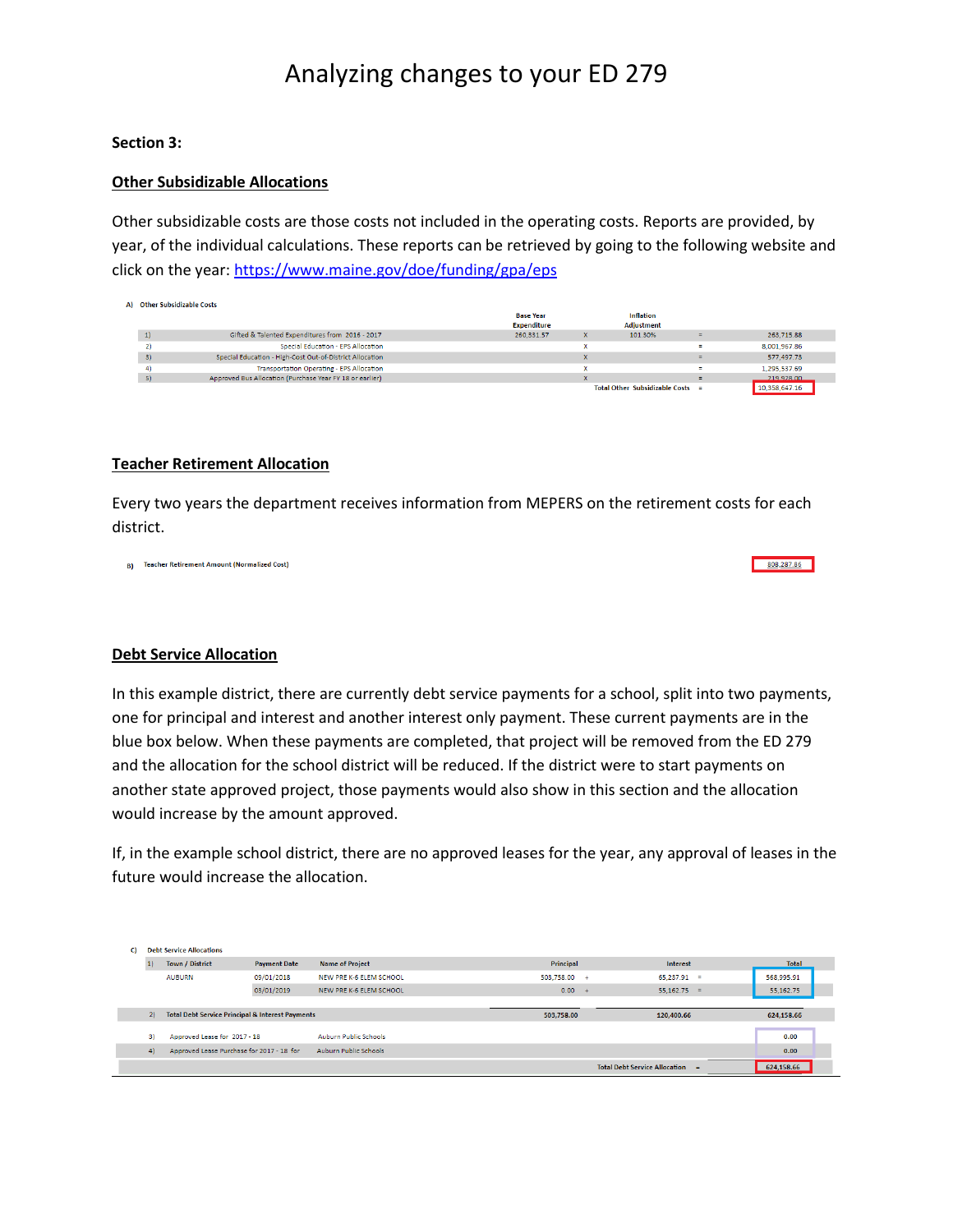# Analyzing changes to your ED 279

**Section 3:**

**Other Subsidizable Allocations**

Other subsidizable costs are those costs not included in the operating costs. Reports are provided, by year, of the individual calculations. These reports can be retrieved by going to the following website and click on the year: https://www.maine.gov/doe/funding/gpa/eps

A) Other Subsidizable Costs

| | | Base Year Expenditure | | Inflation Adjustment | | |
|---|---|---|---|---|---|---|
| 1) | Gifted & Talented Expenditures from 2016 - 2017 | 260,331.57 | X | 101.30% | = | 263,715.88 |
| 2) | Special Education - EPS Allocation | | X | | = | 8,001,967.86 |
| 3) | Special Education - High-Cost Out-of-District Allocation | | X | | = | 577,497.73 |
| 4) | Transportation Operating - EPS Allocation | | X | | = | 1,295,537.69 |
| 5) | Approved Bus Allocation (Purchase Year FY 18 or earlier) | | X | | = | 219,928.00 |
| | | | | Total Other Subsidizable Costs | = | 10,358,647.16 |

**Teacher Retirement Allocation**

Every two years the department receives information from MEPERS on the retirement costs for each district.

B) Teacher Retirement Amount (Normalized Cost) 808,287.86

**Debt Service Allocation**

In this example district, there are currently debt service payments for a school, split into two payments, one for principal and interest and another interest only payment. These current payments are in the blue box below. When these payments are completed, that project will be removed from the ED 279 and the allocation for the school district will be reduced. If the district were to start payments on another state approved project, those payments would also show in this section and the allocation would increase by the amount approved.

If, in the example school district, there are no approved leases for the year, any approval of leases in the future would increase the allocation.

C) Debt Service Allocations

| | Town / District | Payment Date | Name of Project | Principal | | Interest | | Total |
|---|---|---|---|---|---|---|---|---|
| 1) | AUBURN | 09/01/2018 | NEW PRE K-6 ELEM SCHOOL | 503,758.00 | + | 65,237.91 | = | 568,995.91 |
| | | 03/01/2019 | NEW PRE K-6 ELEM SCHOOL | 0.00 | + | 55,162.75 | = | 55,162.75 |
| 2) | Total Debt Service Principal & Interest Payments | | | 503,758.00 | | 120,400.66 | | 624,158.66 |
| 3) | Approved Lease for 2017 - 18 | | Auburn Public Schools | | | | | 0.00 |
| 4) | Approved Lease Purchase for 2017 - 18 for | | Auburn Public Schools | | | | | 0.00 |
| | | | | | | Total Debt Service Allocation | = | 624,158.66 |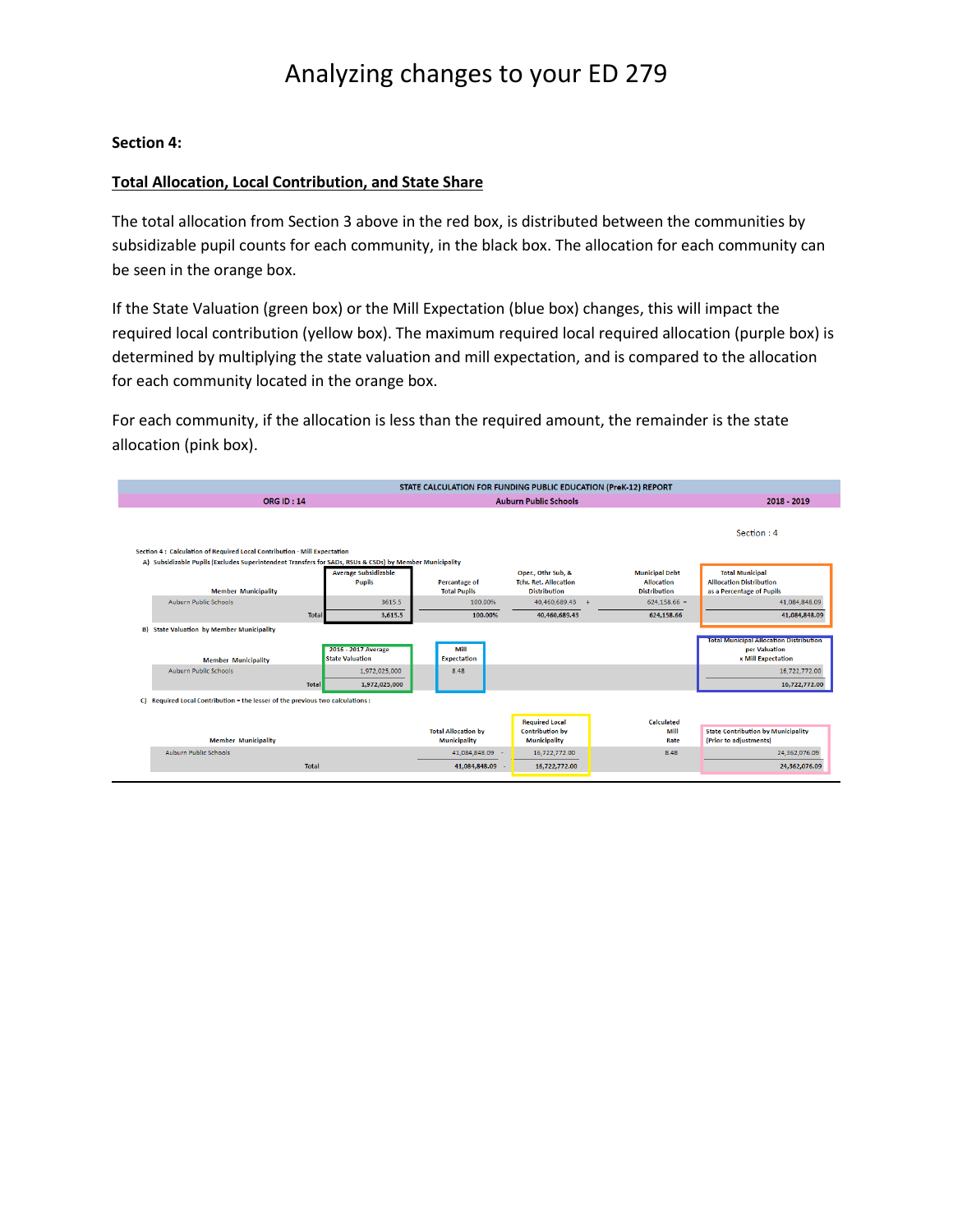# Analyzing changes to your ED 279

**Section 4:**

**Total Allocation, Local Contribution, and State Share**

The total allocation from Section 3 above in the red box, is distributed between the communities by subsidizable pupil counts for each community, in the black box. The allocation for each community can be seen in the orange box.

If the State Valuation (green box) or the Mill Expectation (blue box) changes, this will impact the required local contribution (yellow box). The maximum required local required allocation (purple box) is determined by multiplying the state valuation and mill expectation, and is compared to the allocation for each community located in the orange box.

For each community, if the allocation is less than the required amount, the remainder is the state allocation (pink box).

STATE CALCULATION FOR FUNDING PUBLIC EDUCATION (PreK-12) REPORT

ORG ID : 14 — Auburn Public Schools — 2018 - 2019

Section : 4

Section 4 : Calculation of Required Local Contribution - Mill Expectation

A) Subsidizable Pupils (Excludes Superintendent Transfers for SADs, RSUs & CSDs) by Member Municipality

| Member Municipality | Average Subsidizable Pupils | Percantage of Total Pupils | Oper., Othr Sub, & Tchr. Ret. Allocation Distribution | | Municipal Debt Allocation Distribution | | Total Municipal Alllocation Distribution as a Percentage of Pupils |
|---|---|---|---|---|---|---|---|
| Auburn Public Schools | 3615.5 | 100.00% | 40,460,689.43 | + | 624,158.66 | = | 41,084,848.09 |
| Total | 3,615.5 | 100.00% | 40,460,689.43 | | 624,158.66 | | 41,084,848.09 |

B) State Valuation by Member Municipality

| Member Municipality | 2016 - 2017 Average State Valuation | Mill Expectation | Total Municipal Allocation Distribution per Valuation x Mill Expectation |
|---|---|---|---|
| Auburn Public Schools | 1,972,025,000 | 8.48 | 16,722,772.00 |
| Total | 1,972,025,000 | | 16,722,772.00 |

C) Required Local Contribution = the lesser of the previous two calculations :

| Member Municipality | Total Allocation by Municipality | | Required Local Contribution by Municipality | Calculated Mill Rate | State Contribution by Municipality (Prior to adjustments) |
|---|---|---|---|---|---|
| Auburn Public Schools | 41,084,848.09 | - | 16,722,772.00 | 8.48 | 24,362,076.09 |
| Total | 41,084,848.09 | - | 16,722,772.00 | | 24,362,076.09 |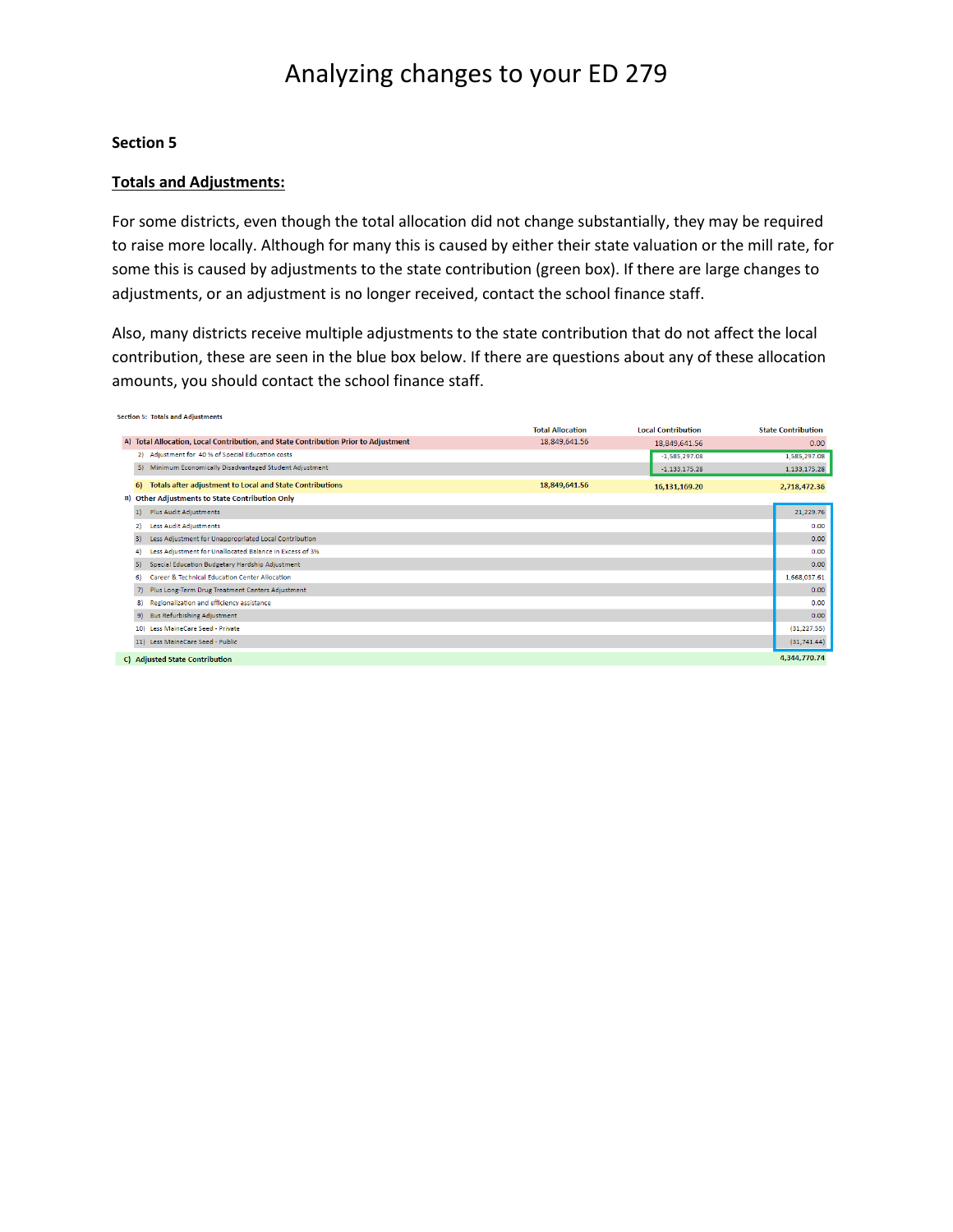# Analyzing changes to your ED 279

**Section 5**

**Totals and Adjustments:**

For some districts, even though the total allocation did not change substantially, they may be required to raise more locally. Although for many this is caused by either their state valuation or the mill rate, for some this is caused by adjustments to the state contribution (green box). If there are large changes to adjustments, or an adjustment is no longer received, contact the school finance staff.

Also, many districts receive multiple adjustments to the state contribution that do not affect the local contribution, these are seen in the blue box below. If there are questions about any of these allocation amounts, you should contact the school finance staff.

Section 5: Totals and Adjustments

| | Total Allocation | Local Contribution | State Contribution |
|---|---|---|---|
| A) Total Allocation, Local Contribution, and State Contribution Prior to Adjustment | 18,849,641.56 | 18,849,641.56 | 0.00 |
| 2) Adjustment for 40 % of Special Education costs | | -1,585,297.08 | 1,585,297.08 |
| 5) Minimum Economically Disadvantaged Student Adjustment | | -1,133,175.28 | 1,133,175.28 |
| 6) Totals after adjustment to Local and State Contributions | 18,849,641.56 | 16,131,169.20 | 2,718,472.36 |
| B) Other Adjustments to State Contribution Only | | | |
| 1) Plus Audit Adjustments | | | 21,229.76 |
| 2) Less Audit Adjustments | | | 0.00 |
| 3) Less Adjustment for Unappropriated Local Contribution | | | 0.00 |
| 4) Less Adjustment for Unallocated Balance in Excess of 3% | | | 0.00 |
| 5) Special Education Budgetary Hardship Adjustment | | | 0.00 |
| 6) Career & Technical Education Center Allocation | | | 1,668,037.61 |
| 7) Plus Long-Term Drug Treatment Centers Adjustment | | | 0.00 |
| 8) Regionalization and efficiency assistance | | | 0.00 |
| 9) Bus Refurbishing Adjustment | | | 0.00 |
| 10) Less MaineCare Seed - Private | | | (31,227.55) |
| 11) Less MaineCare Seed - Public | | | (31,741.44) |
| C) Adjusted State Contribution | | | 4,344,770.74 |